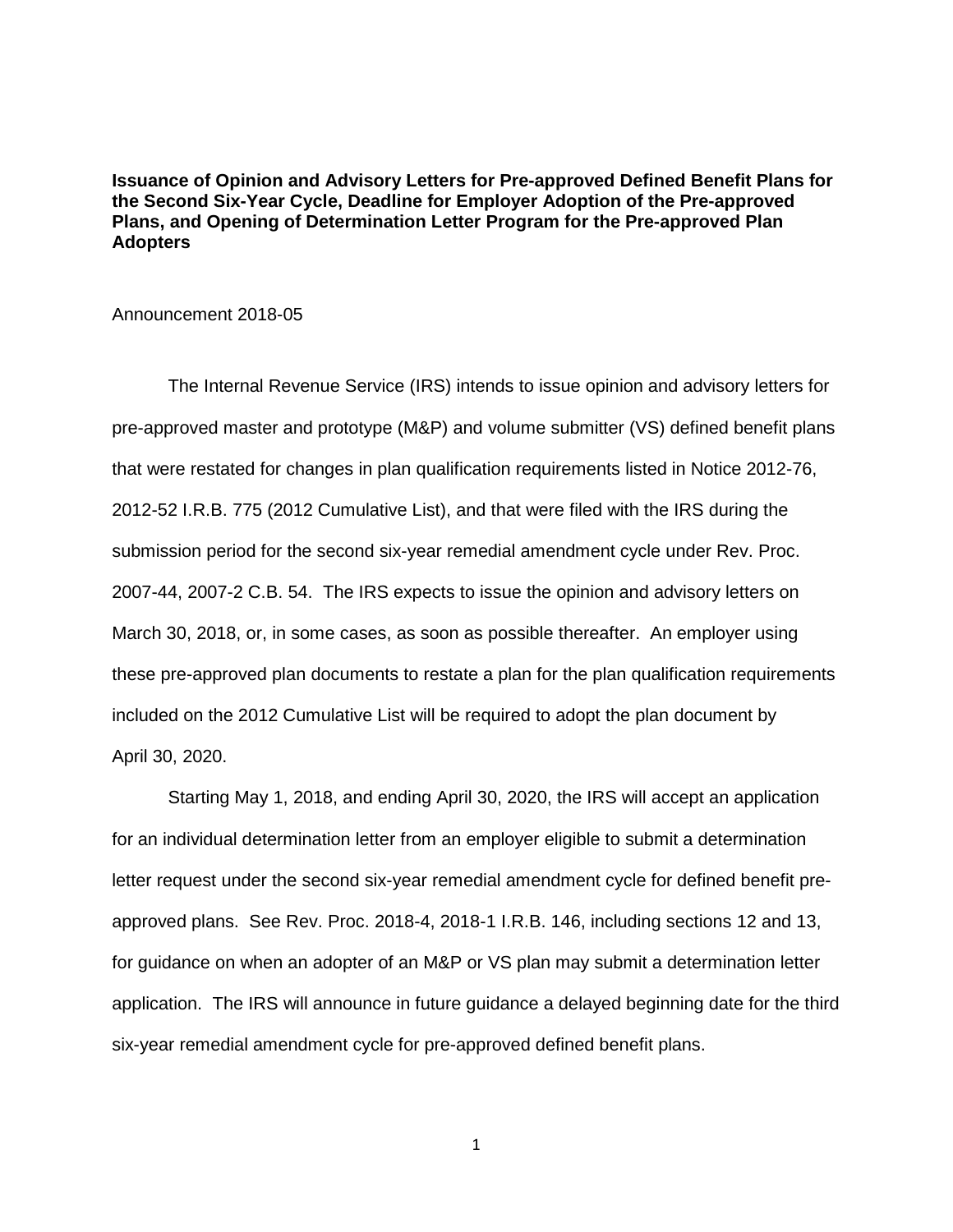**Issuance of Opinion and Advisory Letters for Pre-approved Defined Benefit Plans for the Second Six-Year Cycle, Deadline for Employer Adoption of the Pre-approved Plans, and Opening of Determination Letter Program for the Pre-approved Plan Adopters**

Announcement 2018-05

The Internal Revenue Service (IRS) intends to issue opinion and advisory letters for pre-approved master and prototype (M&P) and volume submitter (VS) defined benefit plans that were restated for changes in plan qualification requirements listed in Notice 2012-76, 2012-52 I.R.B. 775 (2012 Cumulative List), and that were filed with the IRS during the submission period for the second six-year remedial amendment cycle under Rev. Proc. 2007-44, 2007-2 C.B. 54. The IRS expects to issue the opinion and advisory letters on March 30, 2018, or, in some cases, as soon as possible thereafter. An employer using these pre-approved plan documents to restate a plan for the plan qualification requirements included on the 2012 Cumulative List will be required to adopt the plan document by April 30, 2020.

Starting May 1, 2018, and ending April 30, 2020, the IRS will accept an application for an individual determination letter from an employer eligible to submit a determination letter request under the second six-year remedial amendment cycle for defined benefit pre-approved plans. See Rev. Proc. 2018-4, 2018-1 I.R.B. 146, including sections 12 and 13, for guidance on when an adopter of an M&P or VS plan may submit a determination letter application. The IRS will announce in future guidance a delayed beginning date for the third six-year remedial amendment cycle for pre-approved defined benefit plans.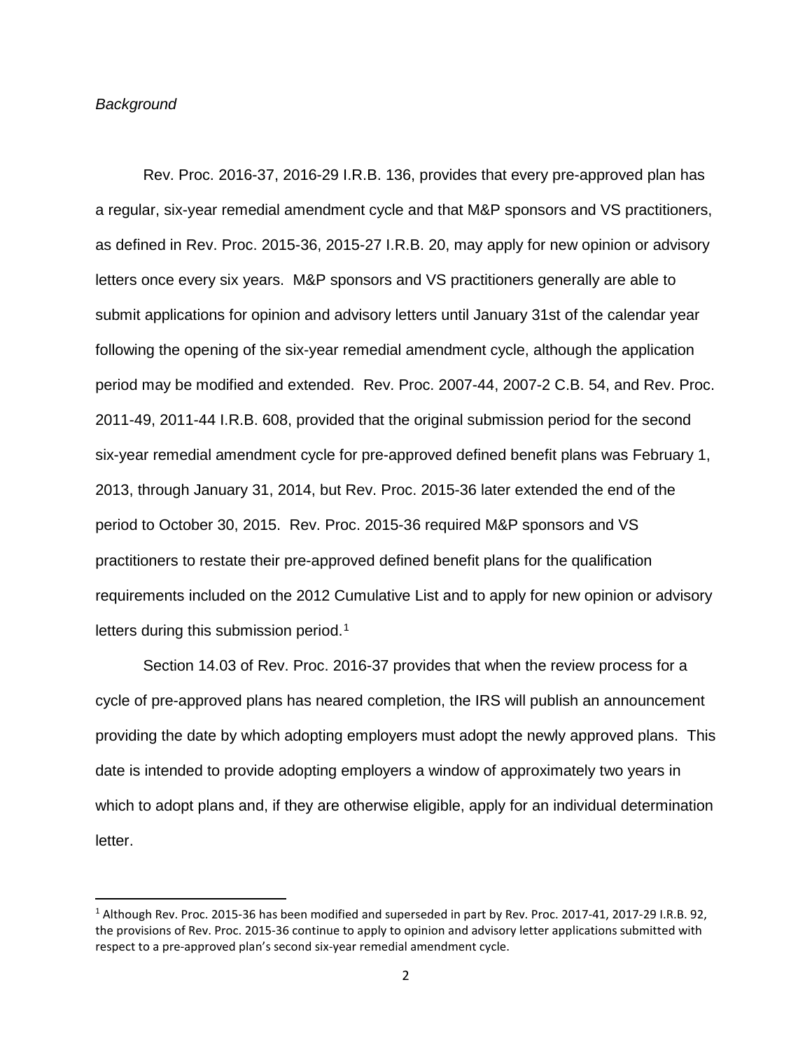*Background*

Rev. Proc. 2016-37, 2016-29 I.R.B. 136, provides that every pre-approved plan has a regular, six-year remedial amendment cycle and that M&P sponsors and VS practitioners, as defined in Rev. Proc. 2015-36, 2015-27 I.R.B. 20, may apply for new opinion or advisory letters once every six years. M&P sponsors and VS practitioners generally are able to submit applications for opinion and advisory letters until January 31st of the calendar year following the opening of the six-year remedial amendment cycle, although the application period may be modified and extended. Rev. Proc. 2007-44, 2007-2 C.B. 54, and Rev. Proc. 2011-49, 2011-44 I.R.B. 608, provided that the original submission period for the second six-year remedial amendment cycle for pre-approved defined benefit plans was February 1, 2013, through January 31, 2014, but Rev. Proc. 2015-36 later extended the end of the period to October 30, 2015. Rev. Proc. 2015-36 required M&P sponsors and VS practitioners to restate their pre-approved defined benefit plans for the qualification requirements included on the 2012 Cumulative List and to apply for new opinion or advisory letters during this submission period.[1]

Section 14.03 of Rev. Proc. 2016-37 provides that when the review process for a cycle of pre-approved plans has neared completion, the IRS will publish an announcement providing the date by which adopting employers must adopt the newly approved plans. This date is intended to provide adopting employers a window of approximately two years in which to adopt plans and, if they are otherwise eligible, apply for an individual determination letter.

[1] Although Rev. Proc. 2015-36 has been modified and superseded in part by Rev. Proc. 2017-41, 2017-29 I.R.B. 92, the provisions of Rev. Proc. 2015-36 continue to apply to opinion and advisory letter applications submitted with respect to a pre-approved plan's second six-year remedial amendment cycle.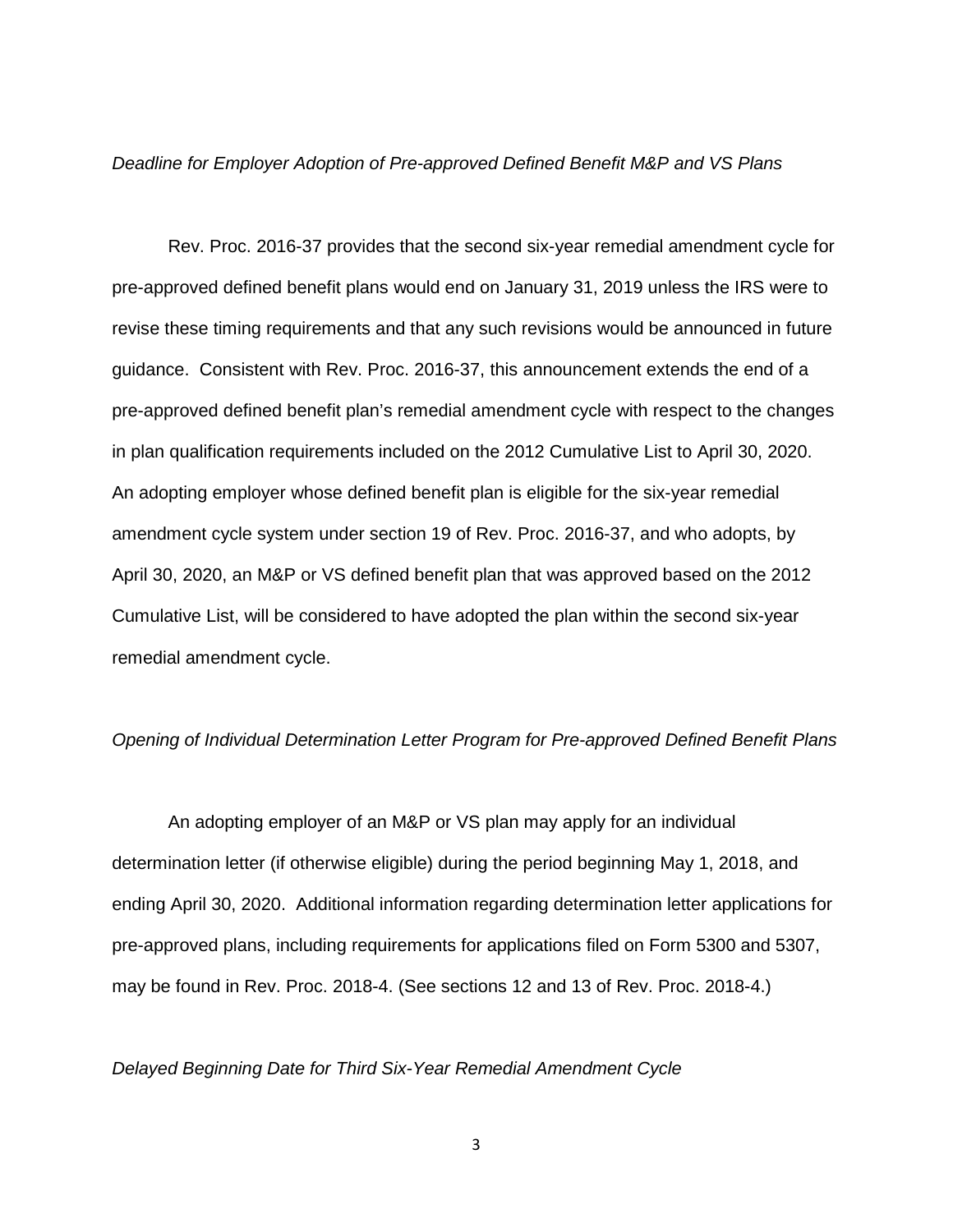*Deadline for Employer Adoption of Pre-approved Defined Benefit M&P and VS Plans*

Rev. Proc. 2016-37 provides that the second six-year remedial amendment cycle for pre-approved defined benefit plans would end on January 31, 2019 unless the IRS were to revise these timing requirements and that any such revisions would be announced in future guidance. Consistent with Rev. Proc. 2016-37, this announcement extends the end of a pre-approved defined benefit plan's remedial amendment cycle with respect to the changes in plan qualification requirements included on the 2012 Cumulative List to April 30, 2020. An adopting employer whose defined benefit plan is eligible for the six-year remedial amendment cycle system under section 19 of Rev. Proc. 2016-37, and who adopts, by April 30, 2020, an M&P or VS defined benefit plan that was approved based on the 2012 Cumulative List, will be considered to have adopted the plan within the second six-year remedial amendment cycle.

*Opening of Individual Determination Letter Program for Pre-approved Defined Benefit Plans*

An adopting employer of an M&P or VS plan may apply for an individual determination letter (if otherwise eligible) during the period beginning May 1, 2018, and ending April 30, 2020. Additional information regarding determination letter applications for pre-approved plans, including requirements for applications filed on Form 5300 and 5307, may be found in Rev. Proc. 2018-4. (See sections 12 and 13 of Rev. Proc. 2018-4.)

*Delayed Beginning Date for Third Six-Year Remedial Amendment Cycle*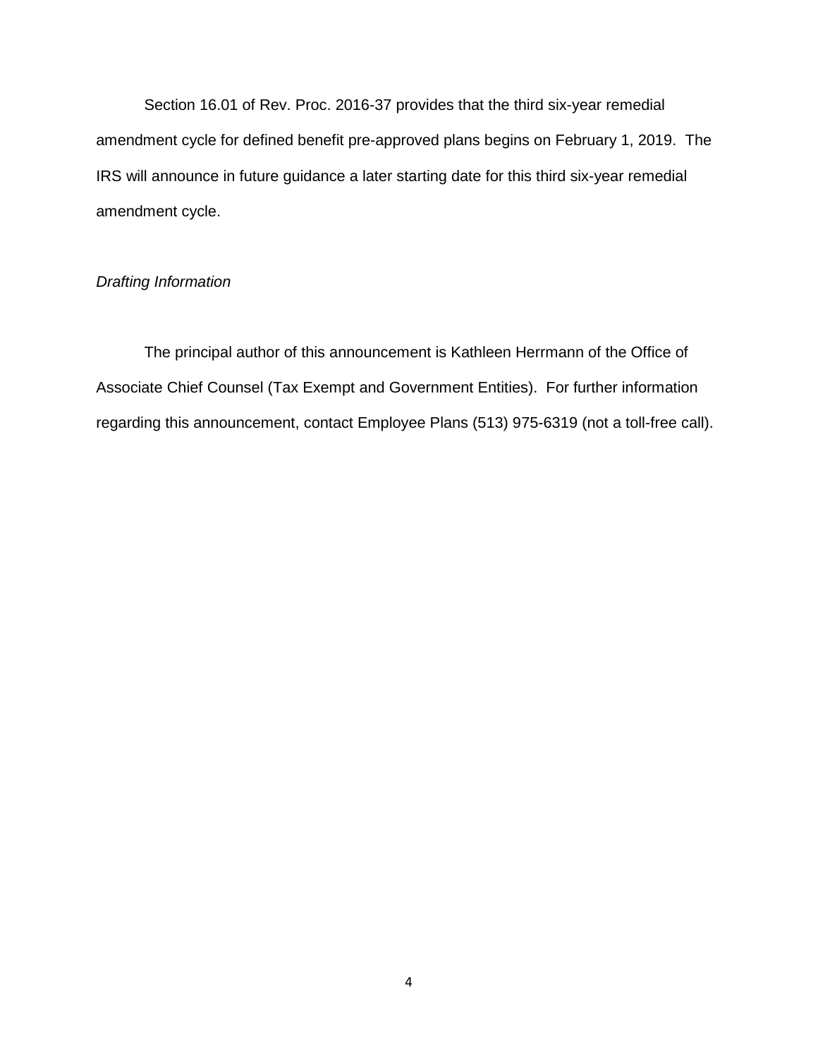Section 16.01 of Rev. Proc. 2016-37 provides that the third six-year remedial amendment cycle for defined benefit pre-approved plans begins on February 1, 2019. The IRS will announce in future guidance a later starting date for this third six-year remedial amendment cycle.

*Drafting Information*

The principal author of this announcement is Kathleen Herrmann of the Office of Associate Chief Counsel (Tax Exempt and Government Entities). For further information regarding this announcement, contact Employee Plans (513) 975-6319 (not a toll-free call).